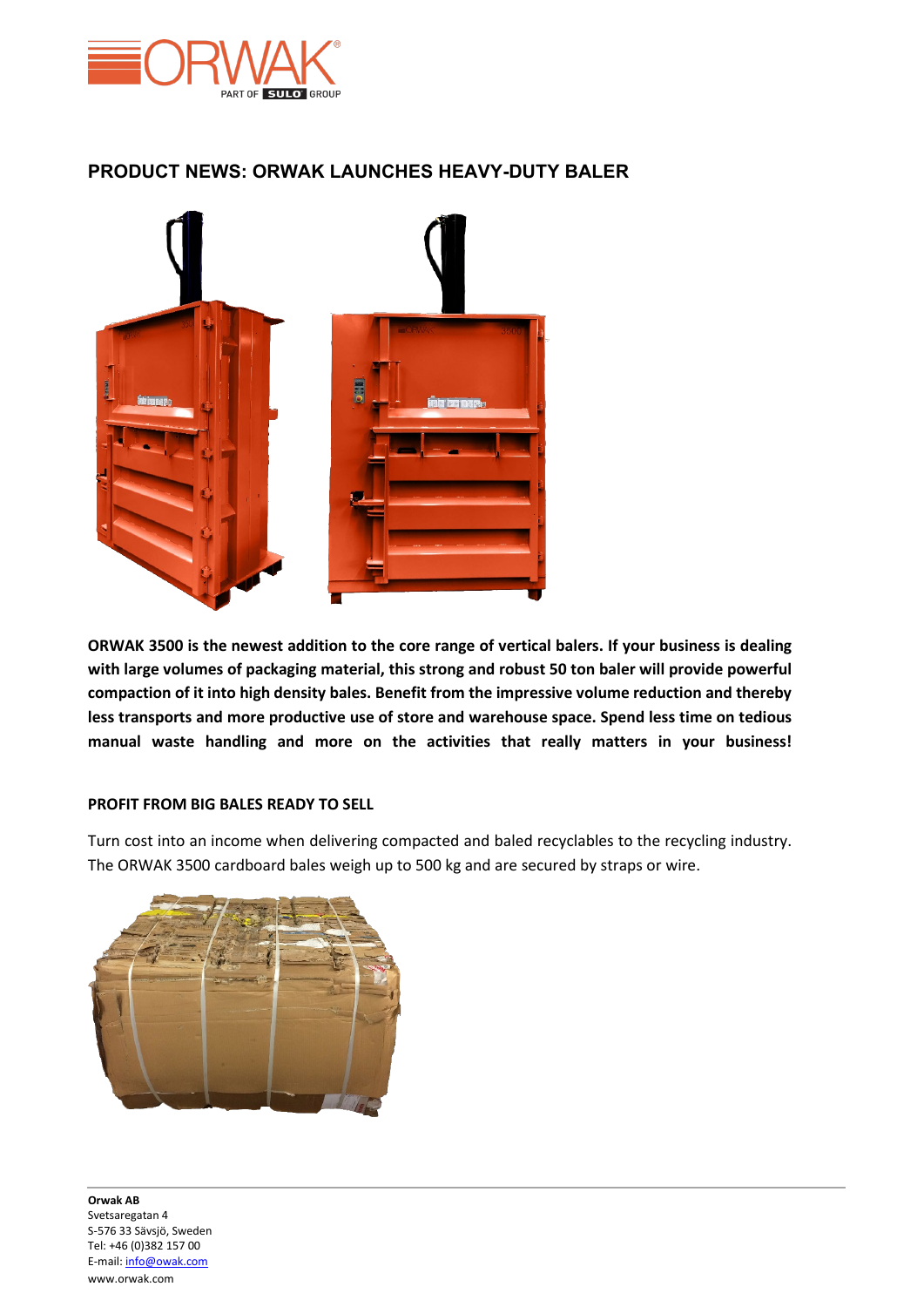## PRODUCT NEWS: ORWAK LAUNCHES HEAVY-DUTY BALER

**ORWAK 3500 is the newest addition to the core range of vertical balers. If your business is dealing with large volumes of packaging material, this strong and robust 50 ton baler will provide powerful compaction of it into high density bales. Benefit from the impressive volume reduction and thereby less transports and more productive use of store and warehouse space. Spend less time on tedious manual waste handling and more on the activities that really matters in your business!**

### PROFIT FROM BIG BALES READY TO SELL

Turn cost into an income when delivering compacted and baled recyclables to the recycling industry. The ORWAK 3500 cardboard bales weigh up to 500 kg and are secured by straps or wire.

**Orwak AB**
Svetsaregatan 4
S-576 33 Sävsjö, Sweden
Tel: +46 (0)382 157 00
E-mail: info@owak.com
www.orwak.com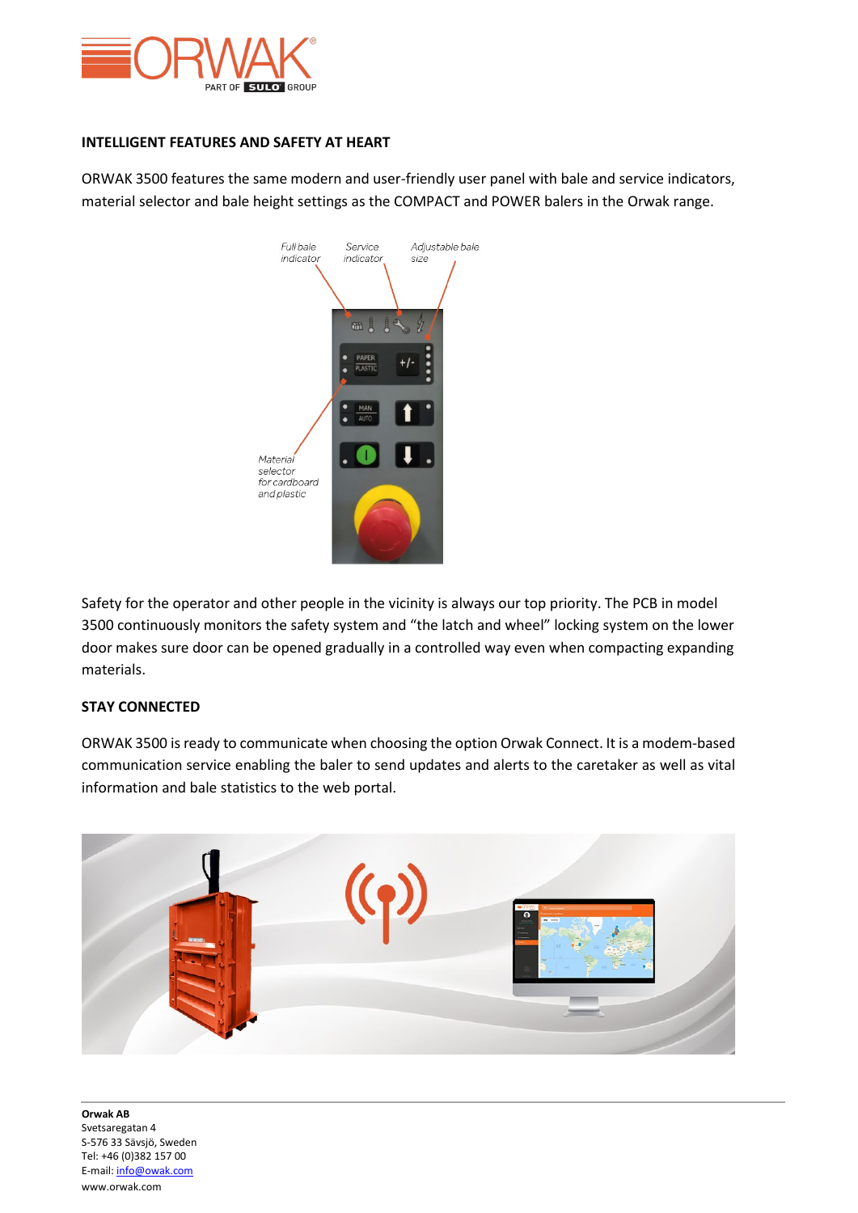## INTELLIGENT FEATURES AND SAFETY AT HEART

ORWAK 3500 features the same modern and user-friendly user panel with bale and service indicators, material selector and bale height settings as the COMPACT and POWER balers in the Orwak range.

Full bale indicator

Service indicator

Adjustable bale size

Material selector for cardboard and plastic

Safety for the operator and other people in the vicinity is always our top priority. The PCB in model 3500 continuously monitors the safety system and “the latch and wheel” locking system on the lower door makes sure door can be opened gradually in a controlled way even when compacting expanding materials.

## STAY CONNECTED

ORWAK 3500 is ready to communicate when choosing the option Orwak Connect. It is a modem-based communication service enabling the baler to send updates and alerts to the caretaker as well as vital information and bale statistics to the web portal.

**Orwak AB**
Svetsaregatan 4
S-576 33 Sävsjö, Sweden
Tel: +46 (0)382 157 00
E-mail: info@owak.com
www.orwak.com